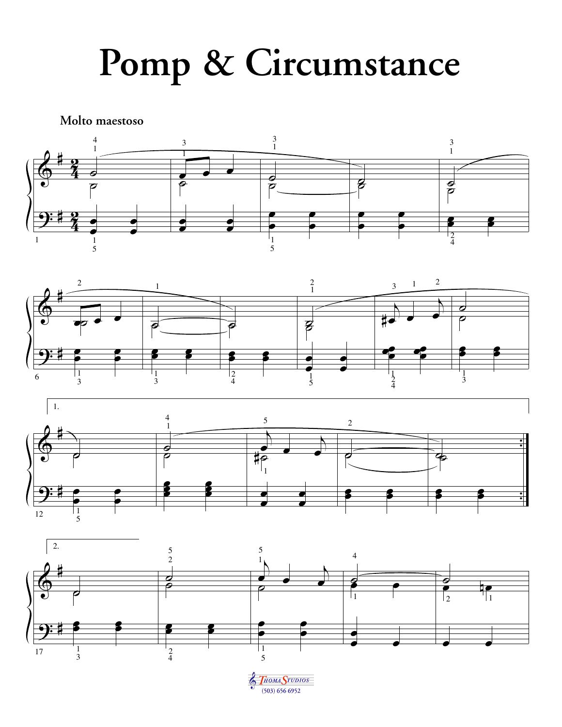# Pomp & Circumstance

**Molto maestoso**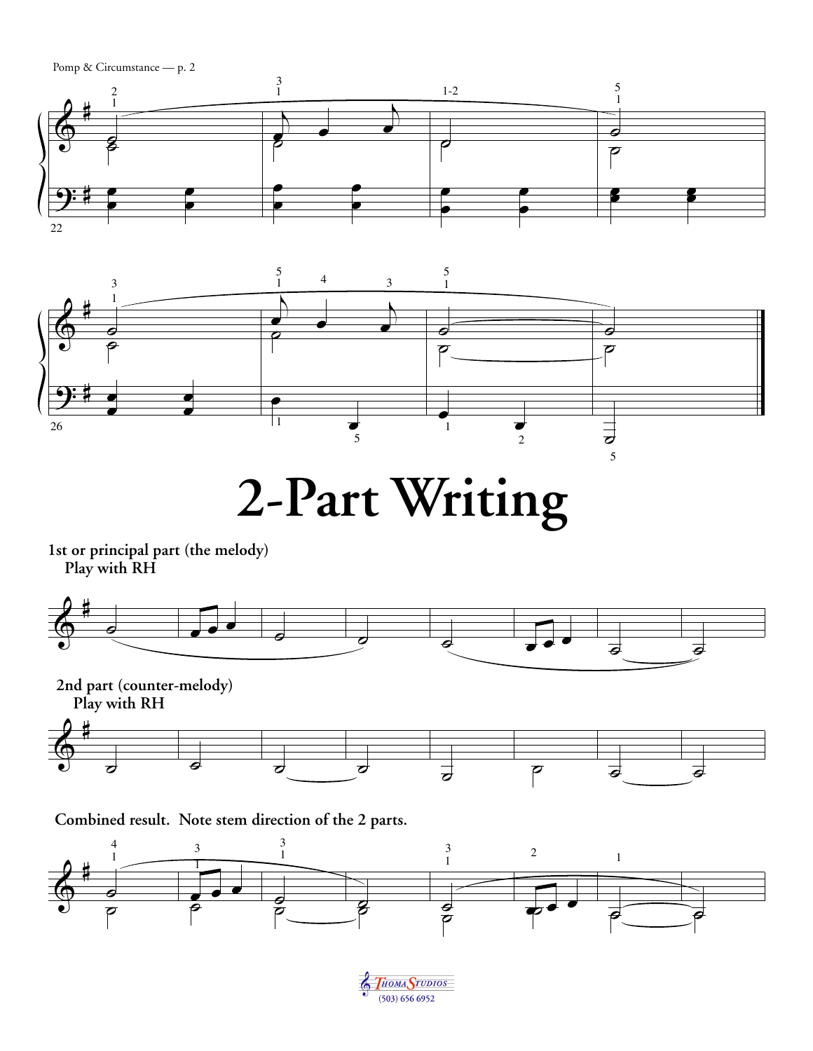# 2-Part Writing

**1st or principal part (the melody)**
**Play with RH**

**2nd part (counter-melody)**
**Play with RH**

**Combined result. Note stem direction of the 2 parts.**